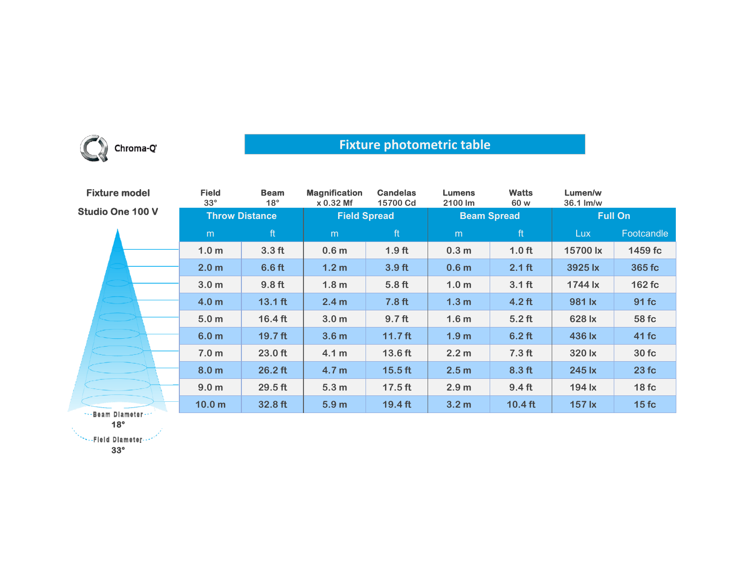Chroma-Q

# Fixture photometric table

**Fixture model**

**Studio One 100 V**

| Field | Beam | Magnification | Candelas | Lumens | Watts | Lumen/w |
|---|---|---|---|---|---|---|
| 33° | 18° | x 0.32 Mf | 15700 Cd | 2100 lm | 60 w | 36.1 lm/w |

| Throw Distance | | Field Spread | | Beam Spread | | Full On | |
|---|---|---|---|---|---|---|---|
| m | ft | m | ft | m | ft | Lux | Footcandle |
| 1.0 m | 3.3 ft | 0.6 m | 1.9 ft | 0.3 m | 1.0 ft | 15700 lx | 1459 fc |
| 2.0 m | 6.6 ft | 1.2 m | 3.9 ft | 0.6 m | 2.1 ft | 3925 lx | 365 fc |
| 3.0 m | 9.8 ft | 1.8 m | 5.8 ft | 1.0 m | 3.1 ft | 1744 lx | 162 fc |
| 4.0 m | 13.1 ft | 2.4 m | 7.8 ft | 1.3 m | 4.2 ft | 981 lx | 91 fc |
| 5.0 m | 16.4 ft | 3.0 m | 9.7 ft | 1.6 m | 5.2 ft | 628 lx | 58 fc |
| 6.0 m | 19.7 ft | 3.6 m | 11.7 ft | 1.9 m | 6.2 ft | 436 lx | 41 fc |
| 7.0 m | 23.0 ft | 4.1 m | 13.6 ft | 2.2 m | 7.3 ft | 320 lx | 30 fc |
| 8.0 m | 26.2 ft | 4.7 m | 15.5 ft | 2.5 m | 8.3 ft | 245 lx | 23 fc |
| 9.0 m | 29.5 ft | 5.3 m | 17.5 ft | 2.9 m | 9.4 ft | 194 lx | 18 fc |
| 10.0 m | 32.8 ft | 5.9 m | 19.4 ft | 3.2 m | 10.4 ft | 157 lx | 15 fc |

Beam Diameter 18°

Field Diameter 33°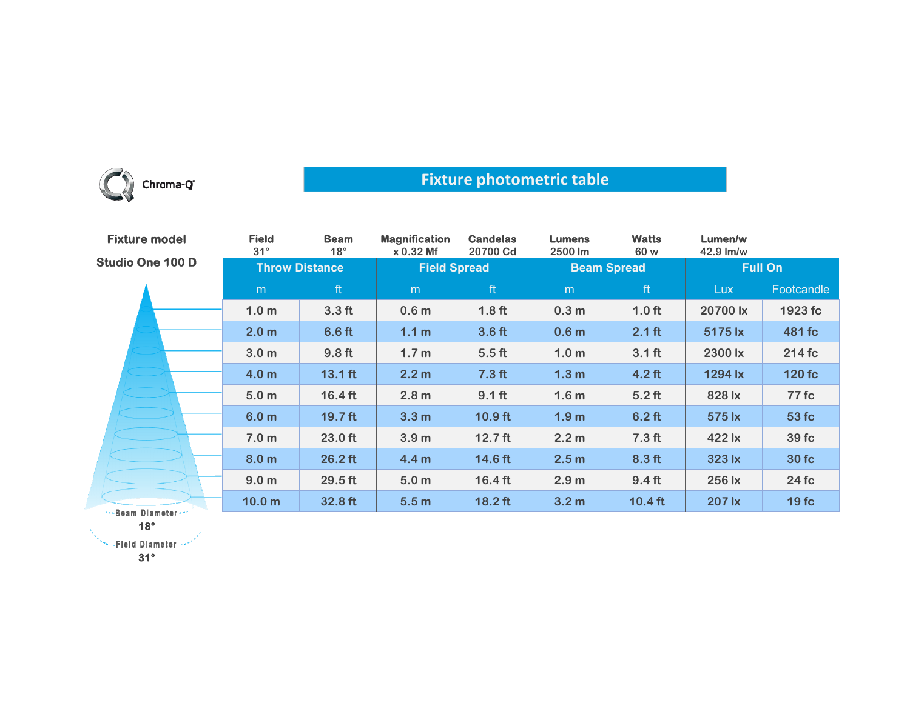Chroma-Q

# Fixture photometric table

**Fixture model**

**Studio One 100 D**

| Field | Beam | Magnification | Candelas | Lumens | Watts | Lumen/w |
|---|---|---|---|---|---|---|
| 31° | 18° | x 0.32 Mf | 20700 Cd | 2500 lm | 60 w | 42.9 lm/w |

| Throw Distance | | Field Spread | | Beam Spread | | Full On | |
|---|---|---|---|---|---|---|---|
| m | ft | m | ft | m | ft | Lux | Footcandle |
| 1.0 m | 3.3 ft | 0.6 m | 1.8 ft | 0.3 m | 1.0 ft | 20700 lx | 1923 fc |
| 2.0 m | 6.6 ft | 1.1 m | 3.6 ft | 0.6 m | 2.1 ft | 5175 lx | 481 fc |
| 3.0 m | 9.8 ft | 1.7 m | 5.5 ft | 1.0 m | 3.1 ft | 2300 lx | 214 fc |
| 4.0 m | 13.1 ft | 2.2 m | 7.3 ft | 1.3 m | 4.2 ft | 1294 lx | 120 fc |
| 5.0 m | 16.4 ft | 2.8 m | 9.1 ft | 1.6 m | 5.2 ft | 828 lx | 77 fc |
| 6.0 m | 19.7 ft | 3.3 m | 10.9 ft | 1.9 m | 6.2 ft | 575 lx | 53 fc |
| 7.0 m | 23.0 ft | 3.9 m | 12.7 ft | 2.2 m | 7.3 ft | 422 lx | 39 fc |
| 8.0 m | 26.2 ft | 4.4 m | 14.6 ft | 2.5 m | 8.3 ft | 323 lx | 30 fc |
| 9.0 m | 29.5 ft | 5.0 m | 16.4 ft | 2.9 m | 9.4 ft | 256 lx | 24 fc |
| 10.0 m | 32.8 ft | 5.5 m | 18.2 ft | 3.2 m | 10.4 ft | 207 lx | 19 fc |

Beam Diameter 18°

Field Diameter 31°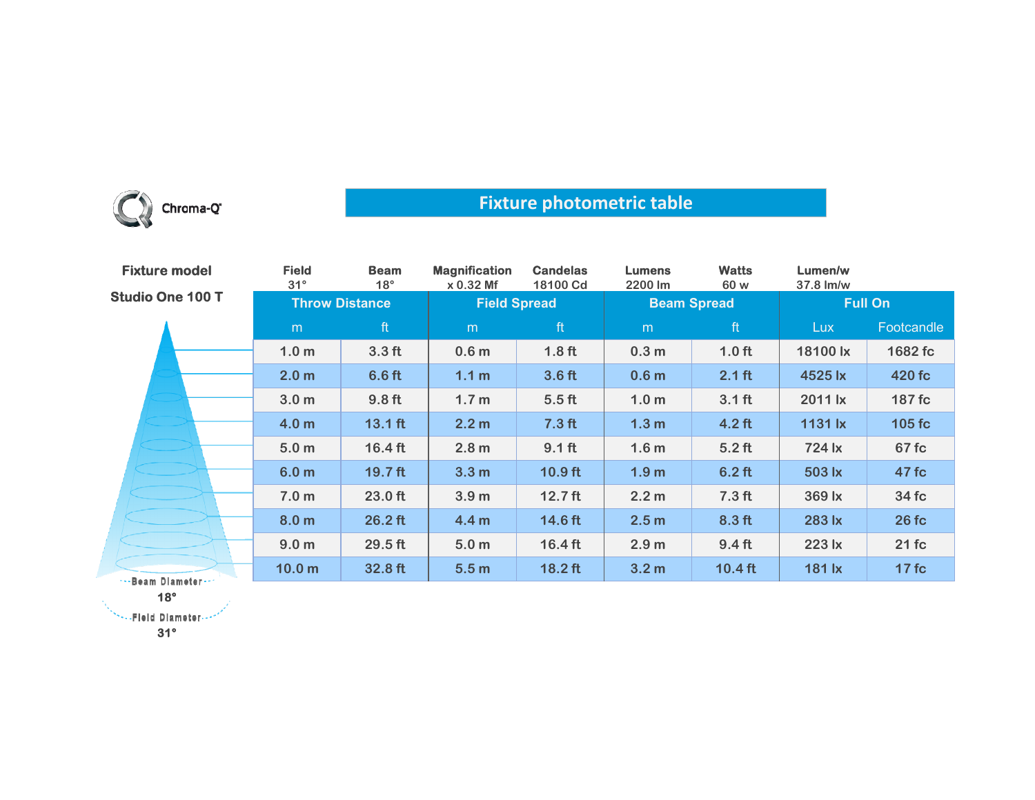Chroma-Q

# Fixture photometric table

**Fixture model**

**Studio One 100 T**

| Field | Beam | Magnification | Candelas | Lumens | Watts | Lumen/w |
|---|---|---|---|---|---|---|
| 31° | 18° | x 0.32 Mf | 18100 Cd | 2200 lm | 60 w | 37.8 lm/w |

| Throw Distance | | Field Spread | | Beam Spread | | Full On | |
|---|---|---|---|---|---|---|---|
| m | ft | m | ft | m | ft | Lux | Footcandle |
| 1.0 m | 3.3 ft | 0.6 m | 1.8 ft | 0.3 m | 1.0 ft | 18100 lx | 1682 fc |
| 2.0 m | 6.6 ft | 1.1 m | 3.6 ft | 0.6 m | 2.1 ft | 4525 lx | 420 fc |
| 3.0 m | 9.8 ft | 1.7 m | 5.5 ft | 1.0 m | 3.1 ft | 2011 lx | 187 fc |
| 4.0 m | 13.1 ft | 2.2 m | 7.3 ft | 1.3 m | 4.2 ft | 1131 lx | 105 fc |
| 5.0 m | 16.4 ft | 2.8 m | 9.1 ft | 1.6 m | 5.2 ft | 724 lx | 67 fc |
| 6.0 m | 19.7 ft | 3.3 m | 10.9 ft | 1.9 m | 6.2 ft | 503 lx | 47 fc |
| 7.0 m | 23.0 ft | 3.9 m | 12.7 ft | 2.2 m | 7.3 ft | 369 lx | 34 fc |
| 8.0 m | 26.2 ft | 4.4 m | 14.6 ft | 2.5 m | 8.3 ft | 283 lx | 26 fc |
| 9.0 m | 29.5 ft | 5.0 m | 16.4 ft | 2.9 m | 9.4 ft | 223 lx | 21 fc |
| 10.0 m | 32.8 ft | 5.5 m | 18.2 ft | 3.2 m | 10.4 ft | 181 lx | 17 fc |

Beam Diameter
18°

Field Diameter
31°